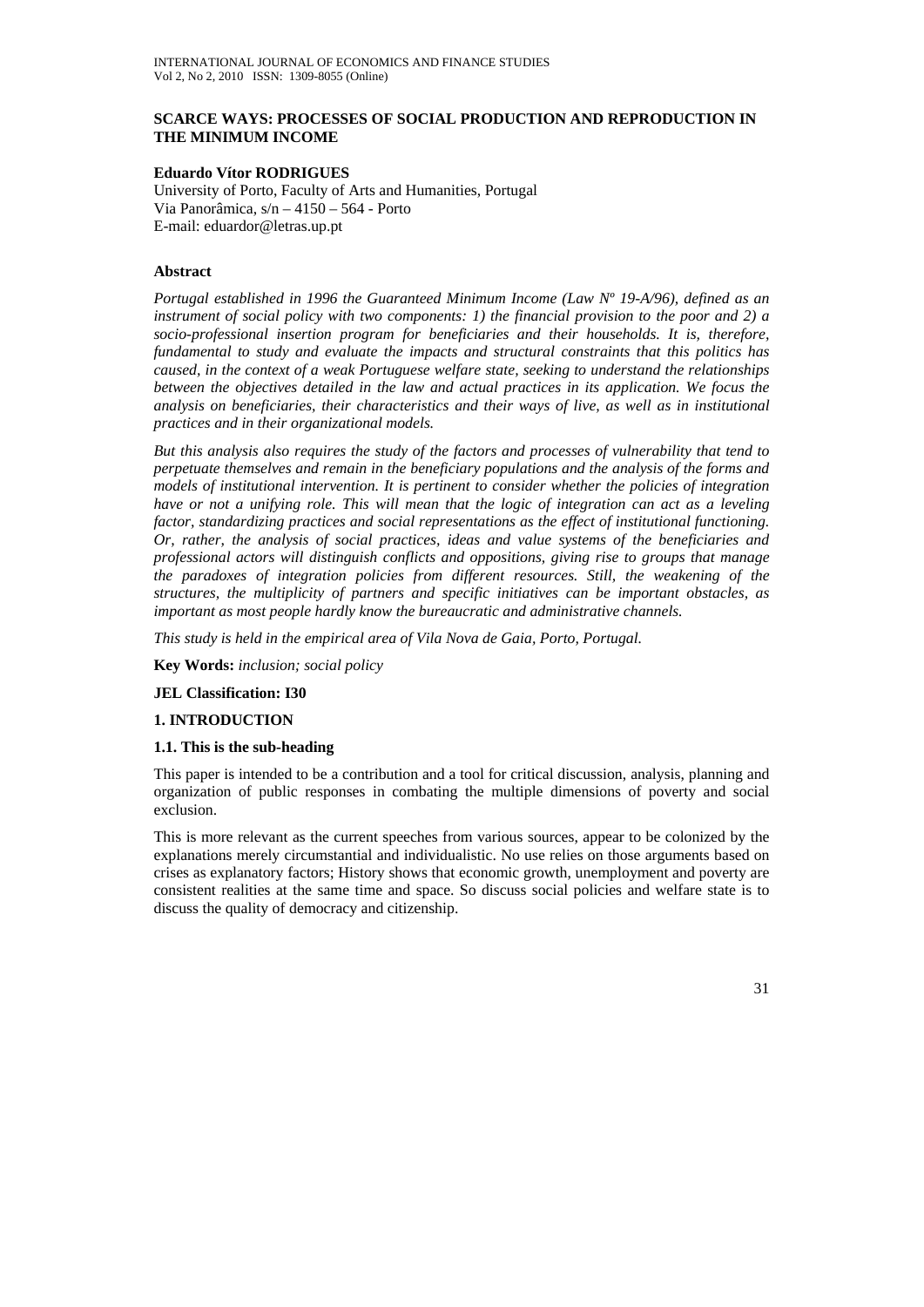# SCARCE WAYS: PROCESSES OF SOCIAL PRODUCTION AND REPRODUCTION IN THE MINIMUM INCOME

**Eduardo Vítor RODRIGUES**

University of Porto, Faculty of Arts and Humanities, Portugal
Via Panorâmica, s/n – 4150 – 564 - Porto
E-mail: eduardor@letras.up.pt

## Abstract

*Portugal established in 1996 the Guaranteed Minimum Income (Law Nº 19-A/96), defined as an instrument of social policy with two components: 1) the financial provision to the poor and 2) a socio-professional insertion program for beneficiaries and their households. It is, therefore, fundamental to study and evaluate the impacts and structural constraints that this politics has caused, in the context of a weak Portuguese welfare state, seeking to understand the relationships between the objectives detailed in the law and actual practices in its application. We focus the analysis on beneficiaries, their characteristics and their ways of live, as well as in institutional practices and in their organizational models.*

*But this analysis also requires the study of the factors and processes of vulnerability that tend to perpetuate themselves and remain in the beneficiary populations and the analysis of the forms and models of institutional intervention. It is pertinent to consider whether the policies of integration have or not a unifying role. This will mean that the logic of integration can act as a leveling factor, standardizing practices and social representations as the effect of institutional functioning. Or, rather, the analysis of social practices, ideas and value systems of the beneficiaries and professional actors will distinguish conflicts and oppositions, giving rise to groups that manage the paradoxes of integration policies from different resources. Still, the weakening of the structures, the multiplicity of partners and specific initiatives can be important obstacles, as important as most people hardly know the bureaucratic and administrative channels.*

*This study is held in the empirical area of Vila Nova de Gaia, Porto, Portugal.*

**Key Words:** *inclusion; social policy*

**JEL Classification: I30**

## 1. INTRODUCTION

### 1.1. This is the sub-heading

This paper is intended to be a contribution and a tool for critical discussion, analysis, planning and organization of public responses in combating the multiple dimensions of poverty and social exclusion.

This is more relevant as the current speeches from various sources, appear to be colonized by the explanations merely circumstantial and individualistic. No use relies on those arguments based on crises as explanatory factors; History shows that economic growth, unemployment and poverty are consistent realities at the same time and space. So discuss social policies and welfare state is to discuss the quality of democracy and citizenship.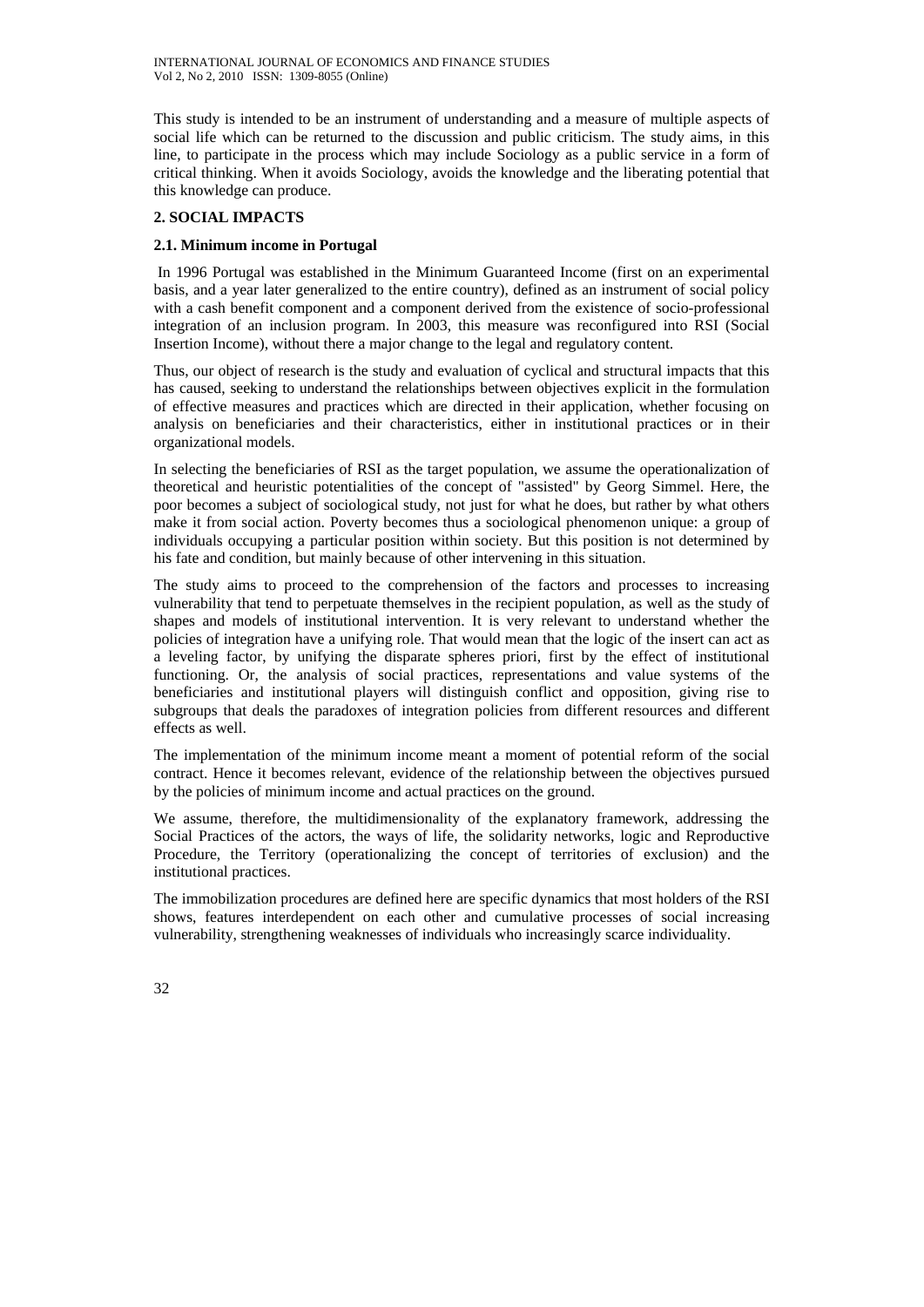This study is intended to be an instrument of understanding and a measure of multiple aspects of social life which can be returned to the discussion and public criticism. The study aims, in this line, to participate in the process which may include Sociology as a public service in a form of critical thinking. When it avoids Sociology, avoids the knowledge and the liberating potential that this knowledge can produce.

## 2. SOCIAL IMPACTS

### 2.1. Minimum income in Portugal

In 1996 Portugal was established in the Minimum Guaranteed Income (first on an experimental basis, and a year later generalized to the entire country), defined as an instrument of social policy with a cash benefit component and a component derived from the existence of socio-professional integration of an inclusion program. In 2003, this measure was reconfigured into RSI (Social Insertion Income), without there a major change to the legal and regulatory content.

Thus, our object of research is the study and evaluation of cyclical and structural impacts that this has caused, seeking to understand the relationships between objectives explicit in the formulation of effective measures and practices which are directed in their application, whether focusing on analysis on beneficiaries and their characteristics, either in institutional practices or in their organizational models.

In selecting the beneficiaries of RSI as the target population, we assume the operationalization of theoretical and heuristic potentialities of the concept of "assisted" by Georg Simmel. Here, the poor becomes a subject of sociological study, not just for what he does, but rather by what others make it from social action. Poverty becomes thus a sociological phenomenon unique: a group of individuals occupying a particular position within society. But this position is not determined by his fate and condition, but mainly because of other intervening in this situation.

The study aims to proceed to the comprehension of the factors and processes to increasing vulnerability that tend to perpetuate themselves in the recipient population, as well as the study of shapes and models of institutional intervention. It is very relevant to understand whether the policies of integration have a unifying role. That would mean that the logic of the insert can act as a leveling factor, by unifying the disparate spheres priori, first by the effect of institutional functioning. Or, the analysis of social practices, representations and value systems of the beneficiaries and institutional players will distinguish conflict and opposition, giving rise to subgroups that deals the paradoxes of integration policies from different resources and different effects as well.

The implementation of the minimum income meant a moment of potential reform of the social contract. Hence it becomes relevant, evidence of the relationship between the objectives pursued by the policies of minimum income and actual practices on the ground.

We assume, therefore, the multidimensionality of the explanatory framework, addressing the Social Practices of the actors, the ways of life, the solidarity networks, logic and Reproductive Procedure, the Territory (operationalizing the concept of territories of exclusion) and the institutional practices.

The immobilization procedures are defined here are specific dynamics that most holders of the RSI shows, features interdependent on each other and cumulative processes of social increasing vulnerability, strengthening weaknesses of individuals who increasingly scarce individuality.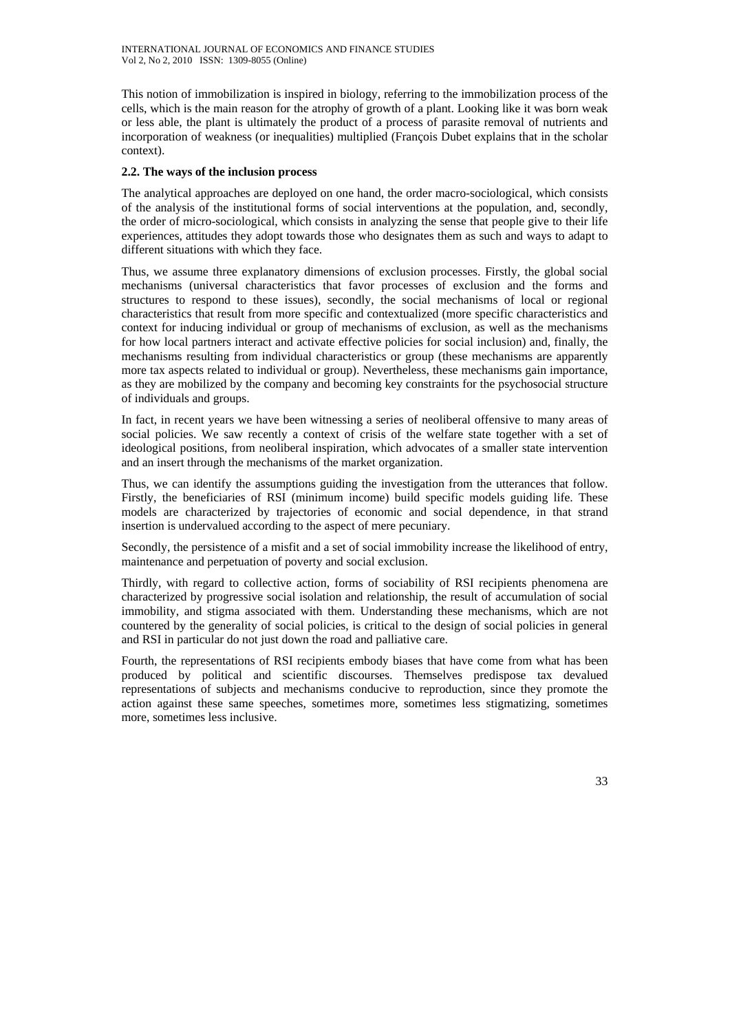This notion of immobilization is inspired in biology, referring to the immobilization process of the cells, which is the main reason for the atrophy of growth of a plant. Looking like it was born weak or less able, the plant is ultimately the product of a process of parasite removal of nutrients and incorporation of weakness (or inequalities) multiplied (François Dubet explains that in the scholar context).

### 2.2. The ways of the inclusion process

The analytical approaches are deployed on one hand, the order macro-sociological, which consists of the analysis of the institutional forms of social interventions at the population, and, secondly, the order of micro-sociological, which consists in analyzing the sense that people give to their life experiences, attitudes they adopt towards those who designates them as such and ways to adapt to different situations with which they face.

Thus, we assume three explanatory dimensions of exclusion processes. Firstly, the global social mechanisms (universal characteristics that favor processes of exclusion and the forms and structures to respond to these issues), secondly, the social mechanisms of local or regional characteristics that result from more specific and contextualized (more specific characteristics and context for inducing individual or group of mechanisms of exclusion, as well as the mechanisms for how local partners interact and activate effective policies for social inclusion) and, finally, the mechanisms resulting from individual characteristics or group (these mechanisms are apparently more tax aspects related to individual or group). Nevertheless, these mechanisms gain importance, as they are mobilized by the company and becoming key constraints for the psychosocial structure of individuals and groups.

In fact, in recent years we have been witnessing a series of neoliberal offensive to many areas of social policies. We saw recently a context of crisis of the welfare state together with a set of ideological positions, from neoliberal inspiration, which advocates of a smaller state intervention and an insert through the mechanisms of the market organization.

Thus, we can identify the assumptions guiding the investigation from the utterances that follow. Firstly, the beneficiaries of RSI (minimum income) build specific models guiding life. These models are characterized by trajectories of economic and social dependence, in that strand insertion is undervalued according to the aspect of mere pecuniary.

Secondly, the persistence of a misfit and a set of social immobility increase the likelihood of entry, maintenance and perpetuation of poverty and social exclusion.

Thirdly, with regard to collective action, forms of sociability of RSI recipients phenomena are characterized by progressive social isolation and relationship, the result of accumulation of social immobility, and stigma associated with them. Understanding these mechanisms, which are not countered by the generality of social policies, is critical to the design of social policies in general and RSI in particular do not just down the road and palliative care.

Fourth, the representations of RSI recipients embody biases that have come from what has been produced by political and scientific discourses. Themselves predispose tax devalued representations of subjects and mechanisms conducive to reproduction, since they promote the action against these same speeches, sometimes more, sometimes less stigmatizing, sometimes more, sometimes less inclusive.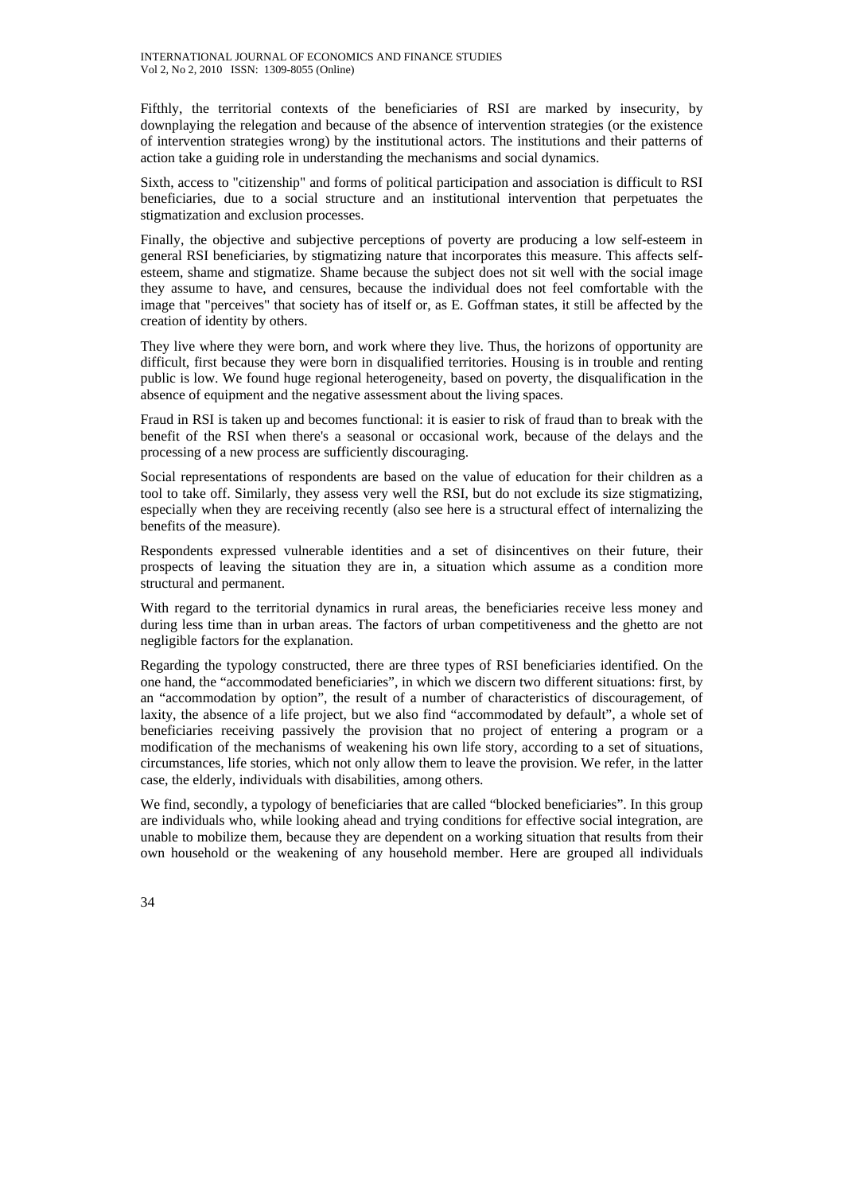Fifthly, the territorial contexts of the beneficiaries of RSI are marked by insecurity, by downplaying the relegation and because of the absence of intervention strategies (or the existence of intervention strategies wrong) by the institutional actors. The institutions and their patterns of action take a guiding role in understanding the mechanisms and social dynamics.

Sixth, access to "citizenship" and forms of political participation and association is difficult to RSI beneficiaries, due to a social structure and an institutional intervention that perpetuates the stigmatization and exclusion processes.

Finally, the objective and subjective perceptions of poverty are producing a low self-esteem in general RSI beneficiaries, by stigmatizing nature that incorporates this measure. This affects self-esteem, shame and stigmatize. Shame because the subject does not sit well with the social image they assume to have, and censures, because the individual does not feel comfortable with the image that "perceives" that society has of itself or, as E. Goffman states, it still be affected by the creation of identity by others.

They live where they were born, and work where they live. Thus, the horizons of opportunity are difficult, first because they were born in disqualified territories. Housing is in trouble and renting public is low. We found huge regional heterogeneity, based on poverty, the disqualification in the absence of equipment and the negative assessment about the living spaces.

Fraud in RSI is taken up and becomes functional: it is easier to risk of fraud than to break with the benefit of the RSI when there's a seasonal or occasional work, because of the delays and the processing of a new process are sufficiently discouraging.

Social representations of respondents are based on the value of education for their children as a tool to take off. Similarly, they assess very well the RSI, but do not exclude its size stigmatizing, especially when they are receiving recently (also see here is a structural effect of internalizing the benefits of the measure).

Respondents expressed vulnerable identities and a set of disincentives on their future, their prospects of leaving the situation they are in, a situation which assume as a condition more structural and permanent.

With regard to the territorial dynamics in rural areas, the beneficiaries receive less money and during less time than in urban areas. The factors of urban competitiveness and the ghetto are not negligible factors for the explanation.

Regarding the typology constructed, there are three types of RSI beneficiaries identified. On the one hand, the "accommodated beneficiaries", in which we discern two different situations: first, by an "accommodation by option", the result of a number of characteristics of discouragement, of laxity, the absence of a life project, but we also find "accommodated by default", a whole set of beneficiaries receiving passively the provision that no project of entering a program or a modification of the mechanisms of weakening his own life story, according to a set of situations, circumstances, life stories, which not only allow them to leave the provision. We refer, in the latter case, the elderly, individuals with disabilities, among others.

We find, secondly, a typology of beneficiaries that are called "blocked beneficiaries". In this group are individuals who, while looking ahead and trying conditions for effective social integration, are unable to mobilize them, because they are dependent on a working situation that results from their own household or the weakening of any household member. Here are grouped all individuals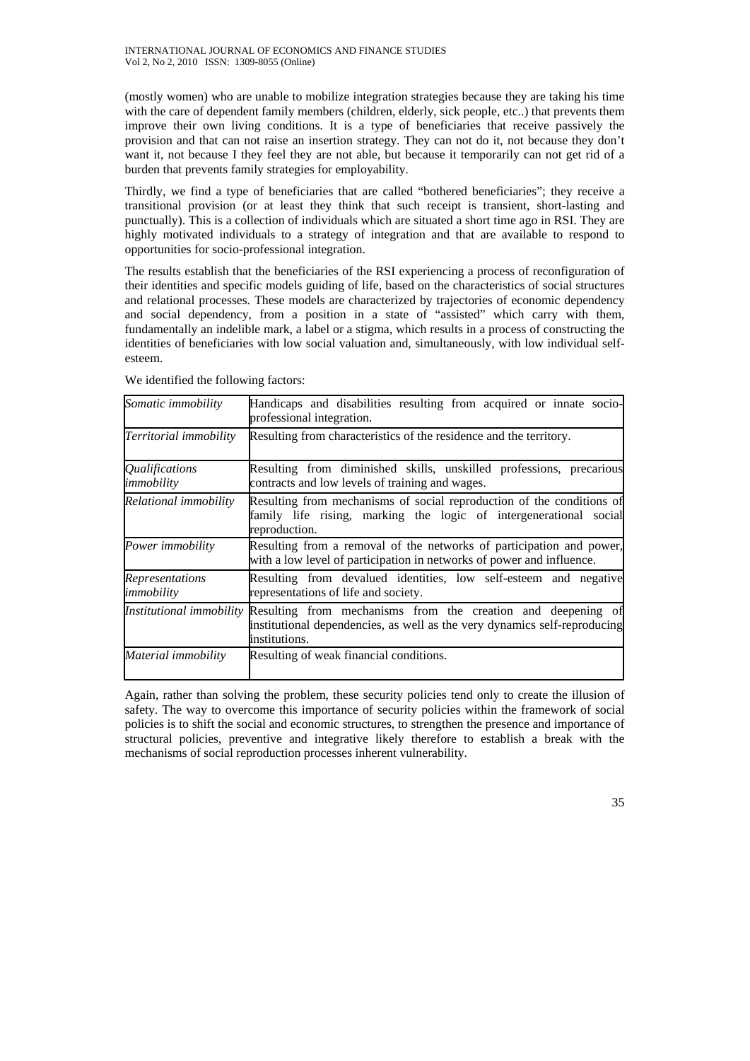(mostly women) who are unable to mobilize integration strategies because they are taking his time with the care of dependent family members (children, elderly, sick people, etc..) that prevents them improve their own living conditions. It is a type of beneficiaries that receive passively the provision and that can not raise an insertion strategy. They can not do it, not because they don't want it, not because I they feel they are not able, but because it temporarily can not get rid of a burden that prevents family strategies for employability.

Thirdly, we find a type of beneficiaries that are called "bothered beneficiaries"; they receive a transitional provision (or at least they think that such receipt is transient, short-lasting and punctually). This is a collection of individuals which are situated a short time ago in RSI. They are highly motivated individuals to a strategy of integration and that are available to respond to opportunities for socio-professional integration.

The results establish that the beneficiaries of the RSI experiencing a process of reconfiguration of their identities and specific models guiding of life, based on the characteristics of social structures and relational processes. These models are characterized by trajectories of economic dependency and social dependency, from a position in a state of "assisted" which carry with them, fundamentally an indelible mark, a label or a stigma, which results in a process of constructing the identities of beneficiaries with low social valuation and, simultaneously, with low individual self-esteem.

We identified the following factors:

| | |
|---|---|
| *Somatic immobility* | Handicaps and disabilities resulting from acquired or innate socio-professional integration. |
| *Territorial immobility* | Resulting from characteristics of the residence and the territory. |
| *Qualifications immobility* | Resulting from diminished skills, unskilled professions, precarious contracts and low levels of training and wages. |
| *Relational immobility* | Resulting from mechanisms of social reproduction of the conditions of family life rising, marking the logic of intergenerational social reproduction. |
| *Power immobility* | Resulting from a removal of the networks of participation and power, with a low level of participation in networks of power and influence. |
| *Representations immobility* | Resulting from devalued identities, low self-esteem and negative representations of life and society. |
| *Institutional immobility* | Resulting from mechanisms from the creation and deepening of institutional dependencies, as well as the very dynamics self-reproducing institutions. |
| *Material immobility* | Resulting of weak financial conditions. |

Again, rather than solving the problem, these security policies tend only to create the illusion of safety. The way to overcome this importance of security policies within the framework of social policies is to shift the social and economic structures, to strengthen the presence and importance of structural policies, preventive and integrative likely therefore to establish a break with the mechanisms of social reproduction processes inherent vulnerability.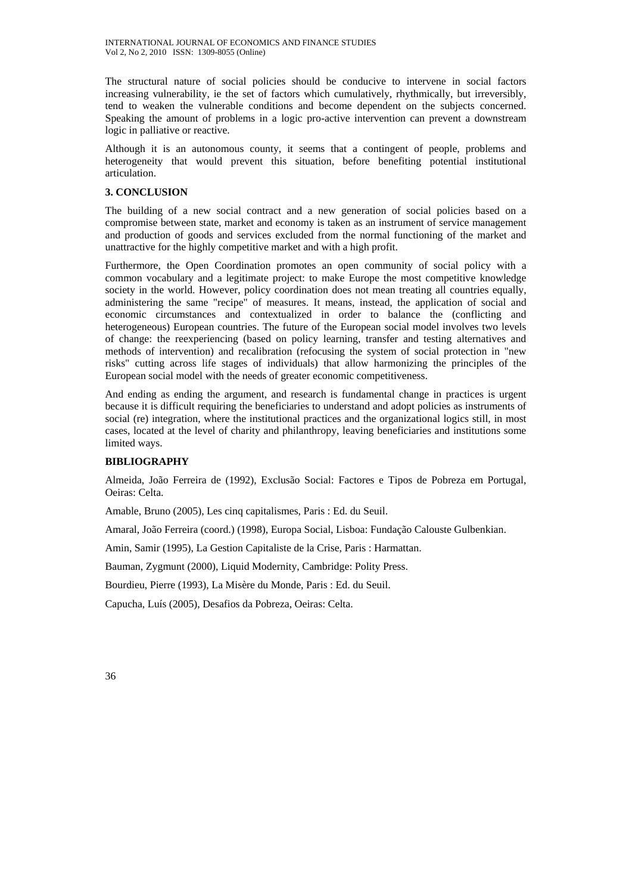The structural nature of social policies should be conducive to intervene in social factors increasing vulnerability, ie the set of factors which cumulatively, rhythmically, but irreversibly, tend to weaken the vulnerable conditions and become dependent on the subjects concerned. Speaking the amount of problems in a logic pro-active intervention can prevent a downstream logic in palliative or reactive.

Although it is an autonomous county, it seems that a contingent of people, problems and heterogeneity that would prevent this situation, before benefiting potential institutional articulation.

## 3. CONCLUSION

The building of a new social contract and a new generation of social policies based on a compromise between state, market and economy is taken as an instrument of service management and production of goods and services excluded from the normal functioning of the market and unattractive for the highly competitive market and with a high profit.

Furthermore, the Open Coordination promotes an open community of social policy with a common vocabulary and a legitimate project: to make Europe the most competitive knowledge society in the world. However, policy coordination does not mean treating all countries equally, administering the same "recipe" of measures. It means, instead, the application of social and economic circumstances and contextualized in order to balance the (conflicting and heterogeneous) European countries. The future of the European social model involves two levels of change: the reexperiencing (based on policy learning, transfer and testing alternatives and methods of intervention) and recalibration (refocusing the system of social protection in "new risks" cutting across life stages of individuals) that allow harmonizing the principles of the European social model with the needs of greater economic competitiveness.

And ending as ending the argument, and research is fundamental change in practices is urgent because it is difficult requiring the beneficiaries to understand and adopt policies as instruments of social (re) integration, where the institutional practices and the organizational logics still, in most cases, located at the level of charity and philanthropy, leaving beneficiaries and institutions some limited ways.

## BIBLIOGRAPHY

Almeida, João Ferreira de (1992), Exclusão Social: Factores e Tipos de Pobreza em Portugal, Oeiras: Celta.

Amable, Bruno (2005), Les cinq capitalismes, Paris : Ed. du Seuil.

Amaral, João Ferreira (coord.) (1998), Europa Social, Lisboa: Fundação Calouste Gulbenkian.

Amin, Samir (1995), La Gestion Capitaliste de la Crise, Paris : Harmattan.

Bauman, Zygmunt (2000), Liquid Modernity, Cambridge: Polity Press.

Bourdieu, Pierre (1993), La Misère du Monde, Paris : Ed. du Seuil.

Capucha, Luís (2005), Desafios da Pobreza, Oeiras: Celta.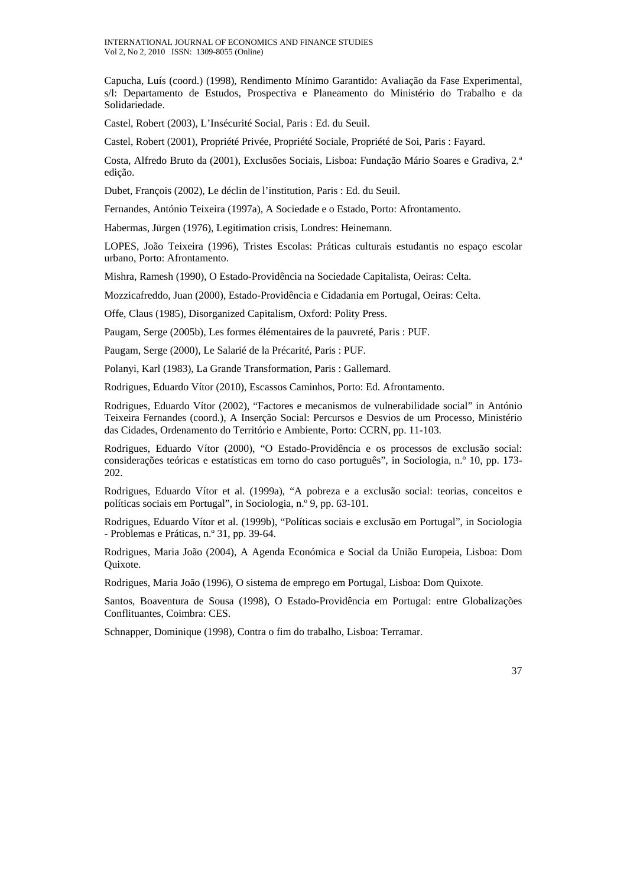Capucha, Luís (coord.) (1998), Rendimento Mínimo Garantido: Avaliação da Fase Experimental, s/l: Departamento de Estudos, Prospectiva e Planeamento do Ministério do Trabalho e da Solidariedade.

Castel, Robert (2003), L'Insécurité Social, Paris : Ed. du Seuil.

Castel, Robert (2001), Propriété Privée, Propriété Sociale, Propriété de Soi, Paris : Fayard.

Costa, Alfredo Bruto da (2001), Exclusões Sociais, Lisboa: Fundação Mário Soares e Gradiva, 2.ª edição.

Dubet, François (2002), Le déclin de l'institution, Paris : Ed. du Seuil.

Fernandes, António Teixeira (1997a), A Sociedade e o Estado, Porto: Afrontamento.

Habermas, Jürgen (1976), Legitimation crisis, Londres: Heinemann.

LOPES, João Teixeira (1996), Tristes Escolas: Práticas culturais estudantis no espaço escolar urbano, Porto: Afrontamento.

Mishra, Ramesh (1990), O Estado-Providência na Sociedade Capitalista, Oeiras: Celta.

Mozzicafreddo, Juan (2000), Estado-Providência e Cidadania em Portugal, Oeiras: Celta.

Offe, Claus (1985), Disorganized Capitalism, Oxford: Polity Press.

Paugam, Serge (2005b), Les formes élémentaires de la pauvreté, Paris : PUF.

Paugam, Serge (2000), Le Salarié de la Précarité, Paris : PUF.

Polanyi, Karl (1983), La Grande Transformation, Paris : Gallemard.

Rodrigues, Eduardo Vítor (2010), Escassos Caminhos, Porto: Ed. Afrontamento.

Rodrigues, Eduardo Vítor (2002), "Factores e mecanismos de vulnerabilidade social" in António Teixeira Fernandes (coord.), A Inserção Social: Percursos e Desvios de um Processo, Ministério das Cidades, Ordenamento do Território e Ambiente, Porto: CCRN, pp. 11-103.

Rodrigues, Eduardo Vítor (2000), "O Estado-Providência e os processos de exclusão social: considerações teóricas e estatísticas em torno do caso português", in Sociologia, n.º 10, pp. 173-202.

Rodrigues, Eduardo Vítor et al. (1999a), "A pobreza e a exclusão social: teorias, conceitos e políticas sociais em Portugal", in Sociologia, n.º 9, pp. 63-101.

Rodrigues, Eduardo Vítor et al. (1999b), "Políticas sociais e exclusão em Portugal", in Sociologia - Problemas e Práticas, n.º 31, pp. 39-64.

Rodrigues, Maria João (2004), A Agenda Económica e Social da União Europeia, Lisboa: Dom Quixote.

Rodrigues, Maria João (1996), O sistema de emprego em Portugal, Lisboa: Dom Quixote.

Santos, Boaventura de Sousa (1998), O Estado-Providência em Portugal: entre Globalizações Conflituantes, Coimbra: CES.

Schnapper, Dominique (1998), Contra o fim do trabalho, Lisboa: Terramar.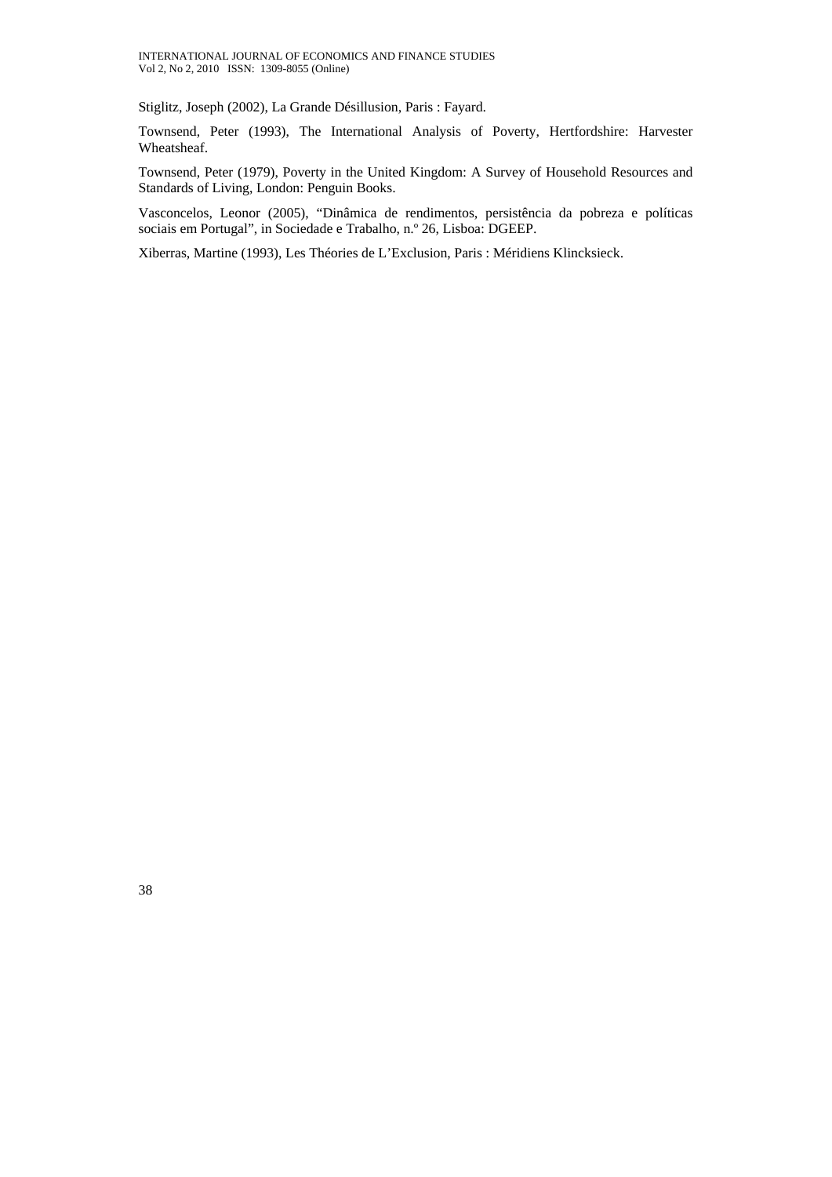Stiglitz, Joseph (2002), La Grande Désillusion, Paris : Fayard.

Townsend, Peter (1993), The International Analysis of Poverty, Hertfordshire: Harvester Wheatsheaf.

Townsend, Peter (1979), Poverty in the United Kingdom: A Survey of Household Resources and Standards of Living, London: Penguin Books.

Vasconcelos, Leonor (2005), "Dinâmica de rendimentos, persistência da pobreza e políticas sociais em Portugal", in Sociedade e Trabalho, n.º 26, Lisboa: DGEEP.

Xiberras, Martine (1993), Les Théories de L'Exclusion, Paris : Méridiens Klincksieck.